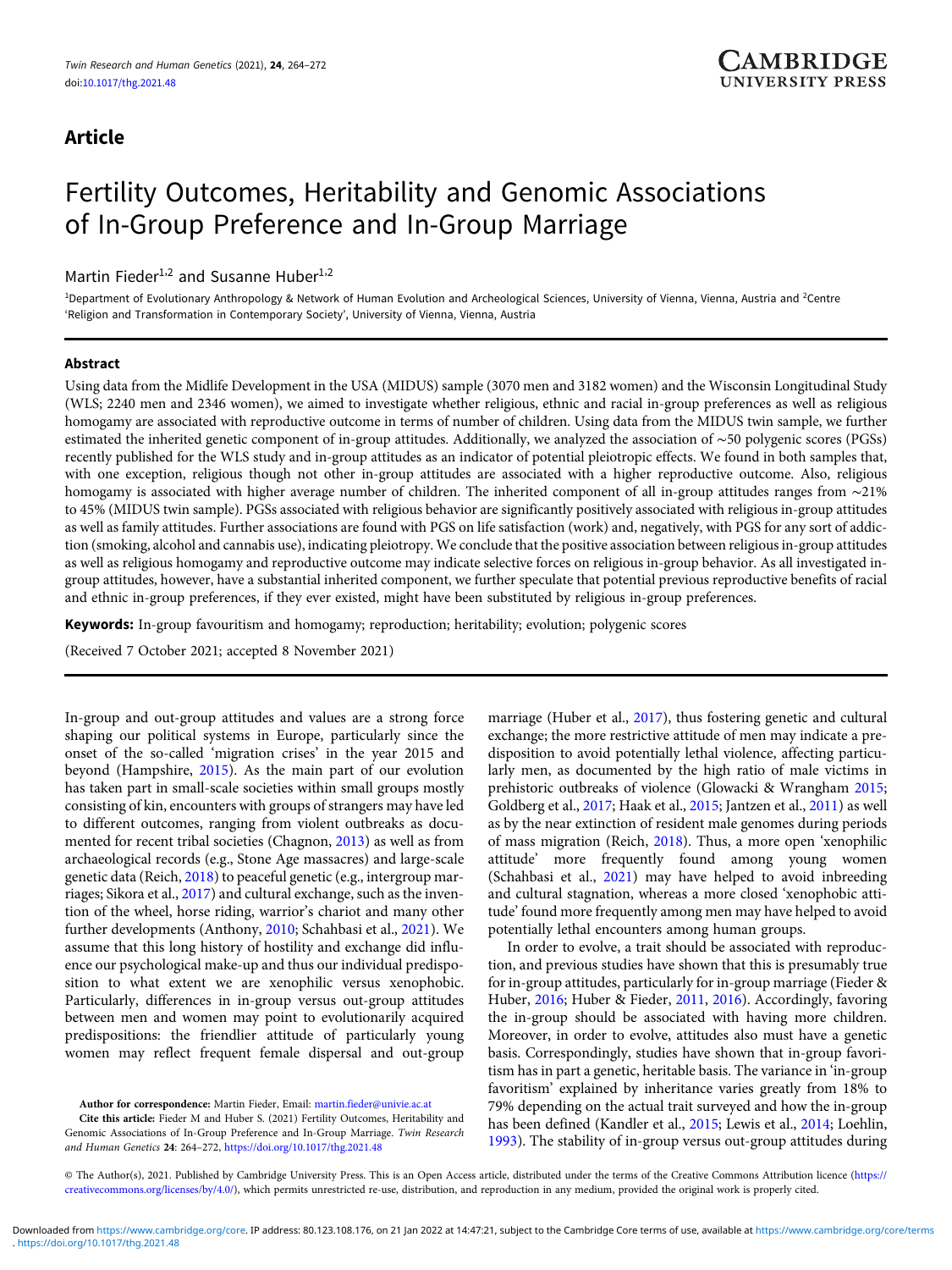# Article

# Fertility Outcomes, Heritability and Genomic Associations of In-Group Preference and In-Group Marriage

Martin Fieder[1,2] and Susanne Huber[1,2]

[1]Department of Evolutionary Anthropology & Network of Human Evolution and Archeological Sciences, University of Vienna, Vienna, Austria and [2]Centre 'Religion and Transformation in Contemporary Society', University of Vienna, Vienna, Austria

## Abstract

Using data from the Midlife Development in the USA (MIDUS) sample (3070 men and 3182 women) and the Wisconsin Longitudinal Study (WLS; 2240 men and 2346 women), we aimed to investigate whether religious, ethnic and racial in-group preferences as well as religious homogamy are associated with reproductive outcome in terms of number of children. Using data from the MIDUS twin sample, we further estimated the inherited genetic component of in-group attitudes. Additionally, we analyzed the association of ~50 polygenic scores (PGSs) recently published for the WLS study and in-group attitudes as an indicator of potential pleiotropic effects. We found in both samples that, with one exception, religious though not other in-group attitudes are associated with a higher reproductive outcome. Also, religious homogamy is associated with higher average number of children. The inherited component of all in-group attitudes ranges from ~21% to 45% (MIDUS twin sample). PGSs associated with religious behavior are significantly positively associated with religious in-group attitudes as well as family attitudes. Further associations are found with PGS on life satisfaction (work) and, negatively, with PGS for any sort of addiction (smoking, alcohol and cannabis use), indicating pleiotropy. We conclude that the positive association between religious in-group attitudes as well as religious homogamy and reproductive outcome may indicate selective forces on religious in-group behavior. As all investigated in-group attitudes, however, have a substantial inherited component, we further speculate that potential previous reproductive benefits of racial and ethnic in-group preferences, if they ever existed, might have been substituted by religious in-group preferences.

**Keywords:** In-group favouritism and homogamy; reproduction; heritability; evolution; polygenic scores

(Received 7 October 2021; accepted 8 November 2021)

In-group and out-group attitudes and values are a strong force shaping our political systems in Europe, particularly since the onset of the so-called 'migration crises' in the year 2015 and beyond (Hampshire, 2015). As the main part of our evolution has taken part in small-scale societies within small groups mostly consisting of kin, encounters with groups of strangers may have led to different outcomes, ranging from violent outbreaks as documented for recent tribal societies (Chagnon, 2013) as well as from archaeological records (e.g., Stone Age massacres) and large-scale genetic data (Reich, 2018) to peaceful genetic (e.g., intergroup marriages; Sikora et al., 2017) and cultural exchange, such as the invention of the wheel, horse riding, warrior's chariot and many other further developments (Anthony, 2010; Schahbasi et al., 2021). We assume that this long history of hostility and exchange did influence our psychological make-up and thus our individual predisposition to what extent we are xenophilic versus xenophobic. Particularly, differences in in-group versus out-group attitudes between men and women may point to evolutionarily acquired predispositions: the friendlier attitude of particularly young women may reflect frequent female dispersal and out-group marriage (Huber et al., 2017), thus fostering genetic and cultural exchange; the more restrictive attitude of men may indicate a predisposition to avoid potentially lethal violence, affecting particularly men, as documented by the high ratio of male victims in prehistoric outbreaks of violence (Glowacki & Wrangham 2015; Goldberg et al., 2017; Haak et al., 2015; Jantzen et al., 2011) as well as by the near extinction of resident male genomes during periods of mass migration (Reich, 2018). Thus, a more open 'xenophilic attitude' more frequently found among young women (Schahbasi et al., 2021) may have helped to avoid inbreeding and cultural stagnation, whereas a more closed 'xenophobic attitude' found more frequently among men may have helped to avoid potentially lethal encounters among human groups.

In order to evolve, a trait should be associated with reproduction, and previous studies have shown that this is presumably true for in-group attitudes, particularly for in-group marriage (Fieder & Huber, 2016; Huber & Fieder, 2011, 2016). Accordingly, favoring the in-group should be associated with having more children. Moreover, in order to evolve, attitudes also must have a genetic basis. Correspondingly, studies have shown that in-group favoritism has in part a genetic, heritable basis. The variance in 'in-group favoritism' explained by inheritance varies greatly from 18% to 79% depending on the actual trait surveyed and how the in-group has been defined (Kandler et al., 2015; Lewis et al., 2014; Loehlin, 1993). The stability of in-group versus out-group attitudes during

**Author for correspondence:** Martin Fieder, Email: martin.fieder@univie.ac.at

**Cite this article:** Fieder M and Huber S. (2021) Fertility Outcomes, Heritability and Genomic Associations of In-Group Preference and In-Group Marriage. *Twin Research and Human Genetics* **24**: 264–272, https://doi.org/10.1017/thg.2021.48

© The Author(s), 2021. Published by Cambridge University Press. This is an Open Access article, distributed under the terms of the Creative Commons Attribution licence (https://creativecommons.org/licenses/by/4.0/), which permits unrestricted re-use, distribution, and reproduction in any medium, provided the original work is properly cited.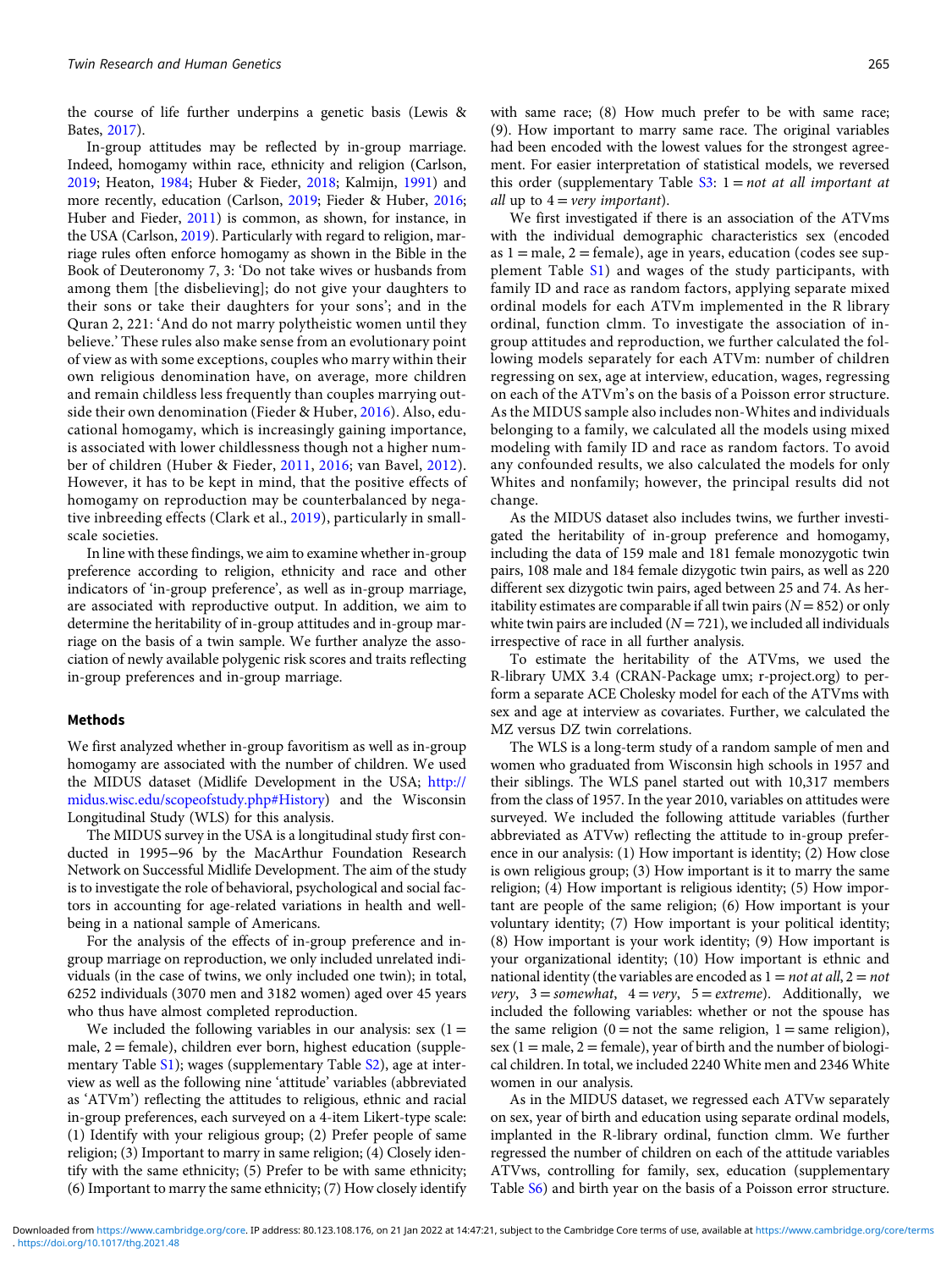the course of life further underpins a genetic basis (Lewis & Bates, 2017).

In-group attitudes may be reflected by in-group marriage. Indeed, homogamy within race, ethnicity and religion (Carlson, 2019; Heaton, 1984; Huber & Fieder, 2018; Kalmijn, 1991) and more recently, education (Carlson, 2019; Fieder & Huber, 2016; Huber and Fieder, 2011) is common, as shown, for instance, in the USA (Carlson, 2019). Particularly with regard to religion, marriage rules often enforce homogamy as shown in the Bible in the Book of Deuteronomy 7, 3: 'Do not take wives or husbands from among them [the disbelieving]; do not give your daughters to their sons or take their daughters for your sons'; and in the Quran 2, 221: 'And do not marry polytheistic women until they believe.' These rules also make sense from an evolutionary point of view as with some exceptions, couples who marry within their own religious denomination have, on average, more children and remain childless less frequently than couples marrying outside their own denomination (Fieder & Huber, 2016). Also, educational homogamy, which is increasingly gaining importance, is associated with lower childlessness though not a higher number of children (Huber & Fieder, 2011, 2016; van Bavel, 2012). However, it has to be kept in mind, that the positive effects of homogamy on reproduction may be counterbalanced by negative inbreeding effects (Clark et al., 2019), particularly in small-scale societies.

In line with these findings, we aim to examine whether in-group preference according to religion, ethnicity and race and other indicators of 'in-group preference', as well as in-group marriage, are associated with reproductive output. In addition, we aim to determine the heritability of in-group attitudes and in-group marriage on the basis of a twin sample. We further analyze the association of newly available polygenic risk scores and traits reflecting in-group preferences and in-group marriage.

## Methods

We first analyzed whether in-group favoritism as well as in-group homogamy are associated with the number of children. We used the MIDUS dataset (Midlife Development in the USA; http://midus.wisc.edu/scopeofstudy.php#History) and the Wisconsin Longitudinal Study (WLS) for this analysis.

The MIDUS survey in the USA is a longitudinal study first conducted in 1995−96 by the MacArthur Foundation Research Network on Successful Midlife Development. The aim of the study is to investigate the role of behavioral, psychological and social factors in accounting for age-related variations in health and well-being in a national sample of Americans.

For the analysis of the effects of in-group preference and in-group marriage on reproduction, we only included unrelated individuals (in the case of twins, we only included one twin); in total, 6252 individuals (3070 men and 3182 women) aged over 45 years who thus have almost completed reproduction.

We included the following variables in our analysis: sex (1 = male, 2 = female), children ever born, highest education (supplementary Table S1); wages (supplementary Table S2), age at interview as well as the following nine 'attitude' variables (abbreviated as 'ATVm') reflecting the attitudes to religious, ethnic and racial in-group preferences, each surveyed on a 4-item Likert-type scale: (1) Identify with your religious group; (2) Prefer people of same religion; (3) Important to marry in same religion; (4) Closely identify with the same ethnicity; (5) Prefer to be with same ethnicity; (6) Important to marry the same ethnicity; (7) How closely identify with same race; (8) How much prefer to be with same race; (9). How important to marry same race. The original variables had been encoded with the lowest values for the strongest agreement. For easier interpretation of statistical models, we reversed this order (supplementary Table S3: 1 = *not at all important at all* up to 4 = *very important*).

We first investigated if there is an association of the ATVms with the individual demographic characteristics sex (encoded as 1 = male, 2 = female), age in years, education (codes see supplement Table S1) and wages of the study participants, with family ID and race as random factors, applying separate mixed ordinal models for each ATVm implemented in the R library ordinal, function clmm. To investigate the association of in-group attitudes and reproduction, we further calculated the following models separately for each ATVm: number of children regressing on sex, age at interview, education, wages, regressing on each of the ATVm's on the basis of a Poisson error structure. As the MIDUS sample also includes non-Whites and individuals belonging to a family, we calculated all the models using mixed modeling with family ID and race as random factors. To avoid any confounded results, we also calculated the models for only Whites and nonfamily; however, the principal results did not change.

As the MIDUS dataset also includes twins, we further investigated the heritability of in-group preference and homogamy, including the data of 159 male and 181 female monozygotic twin pairs, 108 male and 184 female dizygotic twin pairs, as well as 220 different sex dizygotic twin pairs, aged between 25 and 74. As heritability estimates are comparable if all twin pairs ($N = 852$) or only white twin pairs are included ($N = 721$), we included all individuals irrespective of race in all further analysis.

To estimate the heritability of the ATVms, we used the R-library UMX 3.4 (CRAN-Package umx; r-project.org) to perform a separate ACE Cholesky model for each of the ATVms with sex and age at interview as covariates. Further, we calculated the MZ versus DZ twin correlations.

The WLS is a long-term study of a random sample of men and women who graduated from Wisconsin high schools in 1957 and their siblings. The WLS panel started out with 10,317 members from the class of 1957. In the year 2010, variables on attitudes were surveyed. We included the following attitude variables (further abbreviated as ATVw) reflecting the attitude to in-group preference in our analysis: (1) How important is identity; (2) How close is own religious group; (3) How important is it to marry the same religion; (4) How important is religious identity; (5) How important are people of the same religion; (6) How important is your voluntary identity; (7) How important is your political identity; (8) How important is your work identity; (9) How important is your organizational identity; (10) How important is ethnic and national identity (the variables are encoded as 1 = *not at all*, 2 = *not very*, 3 = *somewhat*, 4 = *very*, 5 = *extreme*). Additionally, we included the following variables: whether or not the spouse has the same religion (0 = not the same religion, 1 = same religion), sex (1 = male, 2 = female), year of birth and the number of biological children. In total, we included 2240 White men and 2346 White women in our analysis.

As in the MIDUS dataset, we regressed each ATVw separately on sex, year of birth and education using separate ordinal models, implanted in the R-library ordinal, function clmm. We further regressed the number of children on each of the attitude variables ATVws, controlling for family, sex, education (supplementary Table S6) and birth year on the basis of a Poisson error structure.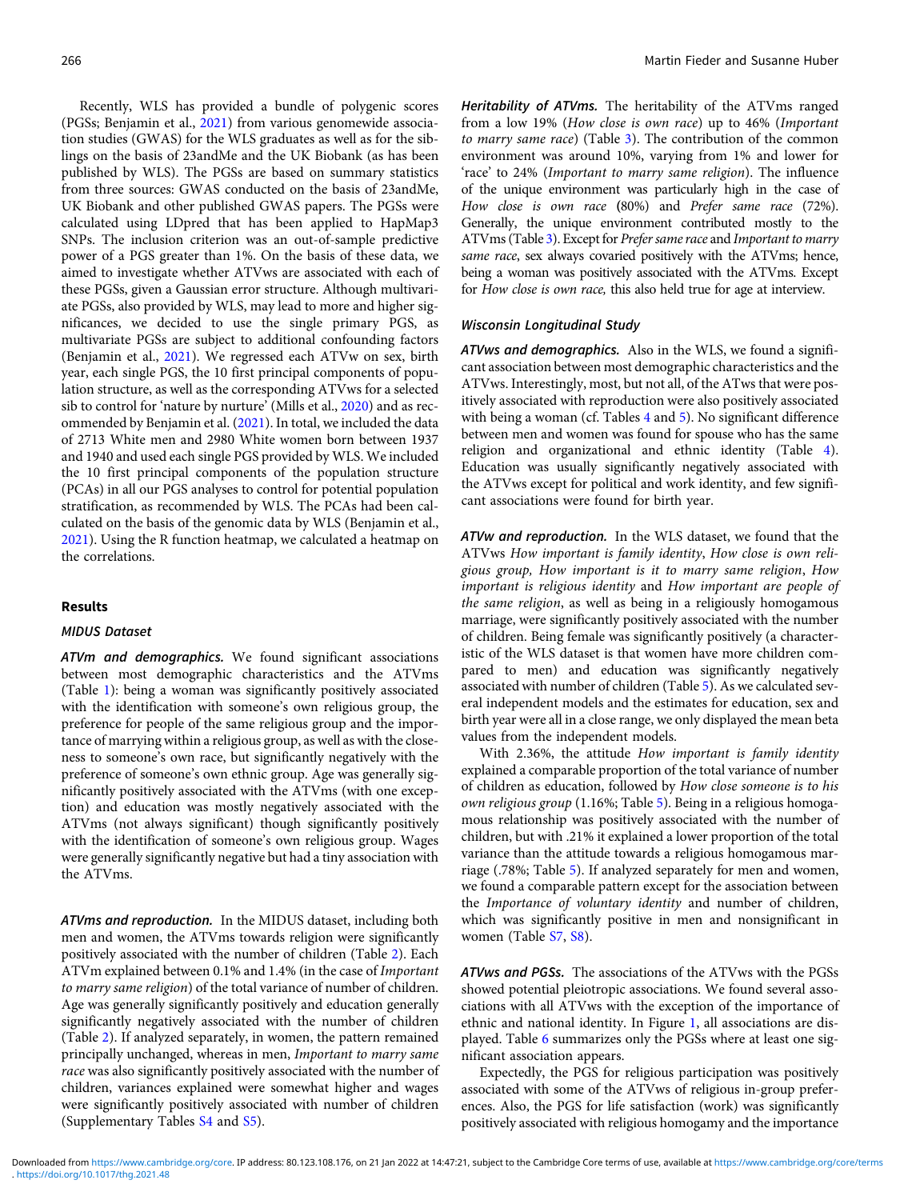Recently, WLS has provided a bundle of polygenic scores (PGSs; Benjamin et al., 2021) from various genomewide association studies (GWAS) for the WLS graduates as well as for the siblings on the basis of 23andMe and the UK Biobank (as has been published by WLS). The PGSs are based on summary statistics from three sources: GWAS conducted on the basis of 23andMe, UK Biobank and other published GWAS papers. The PGSs were calculated using LDpred that has been applied to HapMap3 SNPs. The inclusion criterion was an out-of-sample predictive power of a PGS greater than 1%. On the basis of these data, we aimed to investigate whether ATVws are associated with each of these PGSs, given a Gaussian error structure. Although multivariate PGSs, also provided by WLS, may lead to more and higher significances, we decided to use the single primary PGS, as multivariate PGSs are subject to additional confounding factors (Benjamin et al., 2021). We regressed each ATVw on sex, birth year, each single PGS, the 10 first principal components of population structure, as well as the corresponding ATVws for a selected sib to control for 'nature by nurture' (Mills et al., 2020) and as recommended by Benjamin et al. (2021). In total, we included the data of 2713 White men and 2980 White women born between 1937 and 1940 and used each single PGS provided by WLS. We included the 10 first principal components of the population structure (PCAs) in all our PGS analyses to control for potential population stratification, as recommended by WLS. The PCAs had been calculated on the basis of the genomic data by WLS (Benjamin et al., 2021). Using the R function heatmap, we calculated a heatmap on the correlations.

## Results

### MIDUS Dataset

***ATVm and demographics.*** We found significant associations between most demographic characteristics and the ATVms (Table 1): being a woman was significantly positively associated with the identification with someone's own religious group, the preference for people of the same religious group and the importance of marrying within a religious group, as well as with the closeness to someone's own race, but significantly negatively with the preference of someone's own ethnic group. Age was generally significantly positively associated with the ATVms (with one exception) and education was mostly negatively associated with the ATVms (not always significant) though significantly positively with the identification of someone's own religious group. Wages were generally significantly negative but had a tiny association with the ATVms.

***ATVms and reproduction.*** In the MIDUS dataset, including both men and women, the ATVms towards religion were significantly positively associated with the number of children (Table 2). Each ATVm explained between 0.1% and 1.4% (in the case of *Important to marry same religion*) of the total variance of number of children. Age was generally significantly positively and education generally significantly negatively associated with the number of children (Table 2). If analyzed separately, in women, the pattern remained principally unchanged, whereas in men, *Important to marry same race* was also significantly positively associated with the number of children, variances explained were somewhat higher and wages were significantly positively associated with number of children (Supplementary Tables S4 and S5).

***Heritability of ATVms.*** The heritability of the ATVms ranged from a low 19% (*How close is own race*) up to 46% (*Important to marry same race*) (Table 3). The contribution of the common environment was around 10%, varying from 1% and lower for 'race' to 24% (*Important to marry same religion*). The influence of the unique environment was particularly high in the case of *How close is own race* (80%) and *Prefer same race* (72%). Generally, the unique environment contributed mostly to the ATVms (Table 3). Except for *Prefer same race* and *Important to marry same race*, sex always covaried positively with the ATVms; hence, being a woman was positively associated with the ATVms. Except for *How close is own race,* this also held true for age at interview.

### Wisconsin Longitudinal Study

***ATVws and demographics.*** Also in the WLS, we found a significant association between most demographic characteristics and the ATVws. Interestingly, most, but not all, of the ATws that were positively associated with reproduction were also positively associated with being a woman (cf. Tables 4 and 5). No significant difference between men and women was found for spouse who has the same religion and organizational and ethnic identity (Table 4). Education was usually significantly negatively associated with the ATVws except for political and work identity, and few significant associations were found for birth year.

***ATVw and reproduction.*** In the WLS dataset, we found that the ATVws *How important is family identity*, *How close is own religious group, How important is it to marry same religion*, *How important is religious identity* and *How important are people of the same religion*, as well as being in a religiously homogamous marriage, were significantly positively associated with the number of children. Being female was significantly positively (a characteristic of the WLS dataset is that women have more children compared to men) and education was significantly negatively associated with number of children (Table 5). As we calculated several independent models and the estimates for education, sex and birth year were all in a close range, we only displayed the mean beta values from the independent models.

With 2.36%, the attitude *How important is family identity* explained a comparable proportion of the total variance of number of children as education, followed by *How close someone is to his own religious group* (1.16%; Table 5). Being in a religious homogamous relationship was positively associated with the number of children, but with .21% it explained a lower proportion of the total variance than the attitude towards a religious homogamous marriage (.78%; Table 5). If analyzed separately for men and women, we found a comparable pattern except for the association between the *Importance of voluntary identity* and number of children, which was significantly positive in men and nonsignificant in women (Table S7, S8).

***ATVws and PGSs.*** The associations of the ATVws with the PGSs showed potential pleiotropic associations. We found several associations with all ATVws with the exception of the importance of ethnic and national identity. In Figure 1, all associations are displayed. Table 6 summarizes only the PGSs where at least one significant association appears.

Expectedly, the PGS for religious participation was positively associated with some of the ATVws of religious in-group preferences. Also, the PGS for life satisfaction (work) was significantly positively associated with religious homogamy and the importance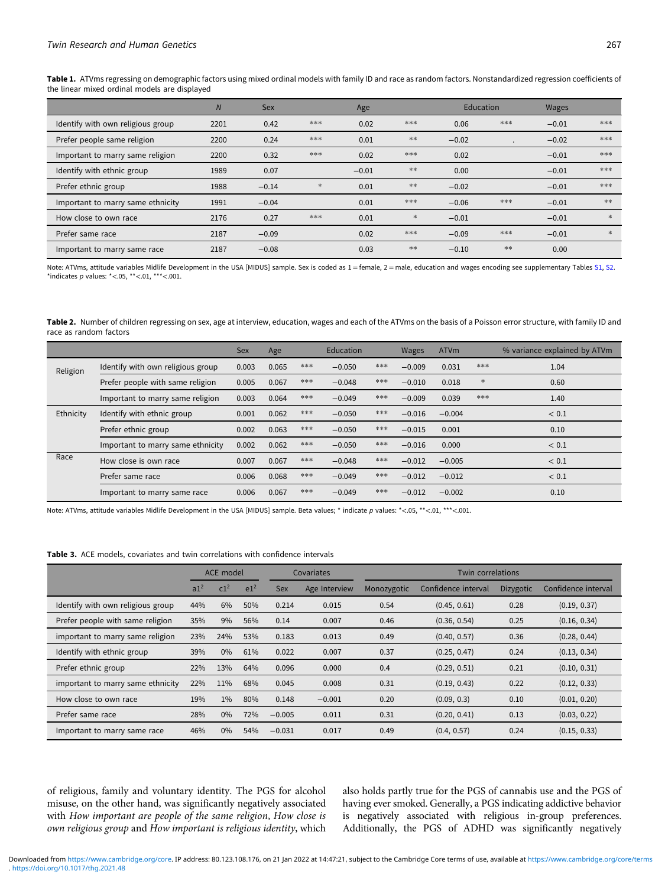**Table 1.** ATVms regressing on demographic factors using mixed ordinal models with family ID and race as random factors. Nonstandardized regression coefficients of the linear mixed ordinal models are displayed

| | *N* | Sex | | Age | | Education | | Wages | |
|---|---|---|---|---|---|---|---|---|---|
| Identify with own religious group | 2201 | 0.42 | *** | 0.02 | *** | 0.06 | *** | −0.01 | *** |
| Prefer people same religion | 2200 | 0.24 | *** | 0.01 | ** | −0.02 | . | −0.02 | *** |
| Important to marry same religion | 2200 | 0.32 | *** | 0.02 | *** | 0.02 | | −0.01 | *** |
| Identify with ethnic group | 1989 | 0.07 | | −0.01 | ** | 0.00 | | −0.01 | *** |
| Prefer ethnic group | 1988 | −0.14 | * | 0.01 | ** | −0.02 | | −0.01 | *** |
| Important to marry same ethnicity | 1991 | −0.04 | | 0.01 | *** | −0.06 | *** | −0.01 | ** |
| How close to own race | 2176 | 0.27 | *** | 0.01 | * | −0.01 | | −0.01 | * |
| Prefer same race | 2187 | −0.09 | | 0.02 | *** | −0.09 | *** | −0.01 | * |
| Important to marry same race | 2187 | −0.08 | | 0.03 | ** | −0.10 | ** | 0.00 | |

Note: ATVms, attitude variables Midlife Development in the USA [MIDUS] sample. Sex is coded as 1 = female, 2 = male, education and wages encoding see supplementary Tables S1, S2. *indicates *p* values: *<.05, **<.01, ***<.001.

**Table 2.** Number of children regressing on sex, age at interview, education, wages and each of the ATVms on the basis of a Poisson error structure, with family ID and race as random factors

| | | Sex | Age | | Education | | Wages | ATVm | | % variance explained by ATVm |
|---|---|---|---|---|---|---|---|---|---|---|
| Religion | Identify with own religious group | 0.003 | 0.065 | *** | −0.050 | *** | −0.009 | 0.031 | *** | 1.04 |
| | Prefer people with same religion | 0.005 | 0.067 | *** | −0.048 | *** | −0.010 | 0.018 | * | 0.60 |
| | Important to marry same religion | 0.003 | 0.064 | *** | −0.049 | *** | −0.009 | 0.039 | *** | 1.40 |
| Ethnicity | Identify with ethnic group | 0.001 | 0.062 | *** | −0.050 | *** | −0.016 | −0.004 | | < 0.1 |
| | Prefer ethnic group | 0.002 | 0.063 | *** | −0.050 | *** | −0.015 | 0.001 | | 0.10 |
| | Important to marry same ethnicity | 0.002 | 0.062 | *** | −0.050 | *** | −0.016 | 0.000 | | < 0.1 |
| Race | How close is own race | 0.007 | 0.067 | *** | −0.048 | *** | −0.012 | −0.005 | | < 0.1 |
| | Prefer same race | 0.006 | 0.068 | *** | −0.049 | *** | −0.012 | −0.012 | | < 0.1 |
| | Important to marry same race | 0.006 | 0.067 | *** | −0.049 | *** | −0.012 | −0.002 | | 0.10 |

Note: ATVms, attitude variables Midlife Development in the USA [MIDUS] sample. Beta values; * indicate *p* values: *<.05, **<.01, ***<.001.

**Table 3.** ACE models, covariates and twin correlations with confidence intervals

| | ACE model | | | Covariates | | Twin correlations | | | |
|---|---|---|---|---|---|---|---|---|---|
| | $a1^2$ | $c1^2$ | $e1^2$ | Sex | Age Interview | Monozygotic | Confidence interval | Dizygotic | Confidence interval |
| Identify with own religious group | 44% | 6% | 50% | 0.214 | 0.015 | 0.54 | (0.45, 0.61) | 0.28 | (0.19, 0.37) |
| Prefer people with same religion | 35% | 9% | 56% | 0.14 | 0.007 | 0.46 | (0.36, 0.54) | 0.25 | (0.16, 0.34) |
| important to marry same religion | 23% | 24% | 53% | 0.183 | 0.013 | 0.49 | (0.40, 0.57) | 0.36 | (0.28, 0.44) |
| Identify with ethnic group | 39% | 0% | 61% | 0.022 | 0.007 | 0.37 | (0.25, 0.47) | 0.24 | (0.13, 0.34) |
| Prefer ethnic group | 22% | 13% | 64% | 0.096 | 0.000 | 0.4 | (0.29, 0.51) | 0.21 | (0.10, 0.31) |
| important to marry same ethnicity | 22% | 11% | 68% | 0.045 | 0.008 | 0.31 | (0.19, 0.43) | 0.22 | (0.12, 0.33) |
| How close to own race | 19% | 1% | 80% | 0.148 | −0.001 | 0.20 | (0.09, 0.3) | 0.10 | (0.01, 0.20) |
| Prefer same race | 28% | 0% | 72% | −0.005 | 0.011 | 0.31 | (0.20, 0.41) | 0.13 | (0.03, 0.22) |
| Important to marry same race | 46% | 0% | 54% | −0.031 | 0.017 | 0.49 | (0.4, 0.57) | 0.24 | (0.15, 0.33) |

of religious, family and voluntary identity. The PGS for alcohol misuse, on the other hand, was significantly negatively associated with *How important are people of the same religion*, *How close is own religious group* and *How important is religious identity*, which also holds partly true for the PGS of cannabis use and the PGS of having ever smoked. Generally, a PGS indicating addictive behavior is negatively associated with religious in-group preferences. Additionally, the PGS of ADHD was significantly negatively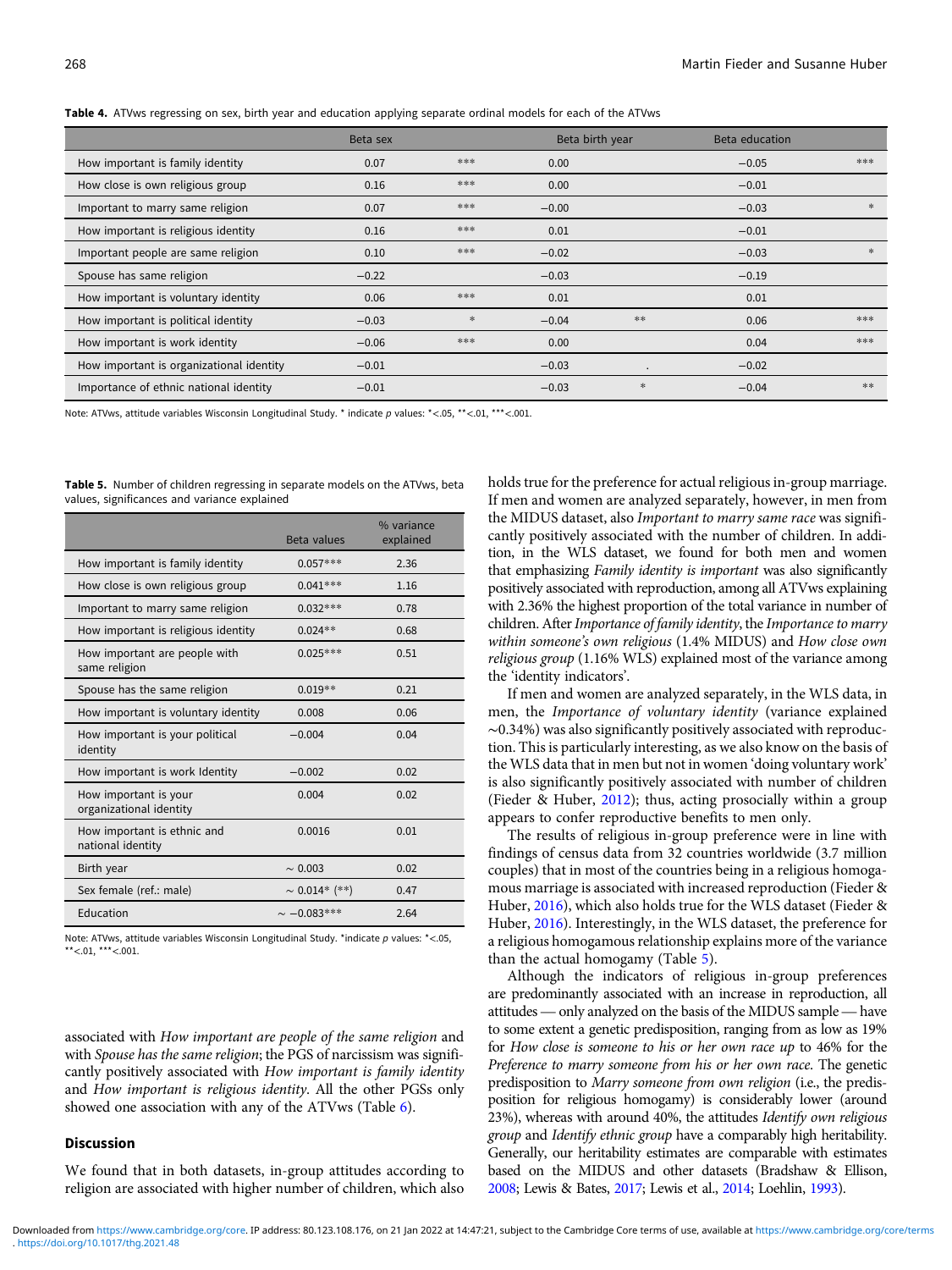**Table 4.** ATVws regressing on sex, birth year and education applying separate ordinal models for each of the ATVws

| | Beta sex | | Beta birth year | | Beta education | |
|---|---|---|---|---|---|---|
| How important is family identity | 0.07 | *** | 0.00 | | −0.05 | *** |
| How close is own religious group | 0.16 | *** | 0.00 | | −0.01 | |
| Important to marry same religion | 0.07 | *** | −0.00 | | −0.03 | * |
| How important is religious identity | 0.16 | *** | 0.01 | | −0.01 | |
| Important people are same religion | 0.10 | *** | −0.02 | | −0.03 | * |
| Spouse has same religion | −0.22 | | −0.03 | | −0.19 | |
| How important is voluntary identity | 0.06 | *** | 0.01 | | 0.01 | |
| How important is political identity | −0.03 | * | −0.04 | ** | 0.06 | *** |
| How important is work identity | −0.06 | *** | 0.00 | | 0.04 | *** |
| How important is organizational identity | −0.01 | | −0.03 | . | −0.02 | |
| Importance of ethnic national identity | −0.01 | | −0.03 | * | −0.04 | ** |

Note: ATVws, attitude variables Wisconsin Longitudinal Study. * indicate *p* values: *<.05, **<.01, ***<.001.

**Table 5.** Number of children regressing in separate models on the ATVws, beta values, significances and variance explained

| | Beta values | % variance explained |
|---|---|---|
| How important is family identity | 0.057*** | 2.36 |
| How close is own religious group | 0.041*** | 1.16 |
| Important to marry same religion | 0.032*** | 0.78 |
| How important is religious identity | 0.024** | 0.68 |
| How important are people with same religion | 0.025*** | 0.51 |
| Spouse has the same religion | 0.019** | 0.21 |
| How important is voluntary identity | 0.008 | 0.06 |
| How important is your political identity | −0.004 | 0.04 |
| How important is work Identity | −0.002 | 0.02 |
| How important is your organizational identity | 0.004 | 0.02 |
| How important is ethnic and national identity | 0.0016 | 0.01 |
| Birth year | ∼ 0.003 | 0.02 |
| Sex female (ref.: male) | ∼ 0.014* (**) | 0.47 |
| Education | ∼ −0.083*** | 2.64 |

Note: ATVws, attitude variables Wisconsin Longitudinal Study. *indicate *p* values: *<.05, **<.01, ***<.001.

associated with *How important are people of the same religion* and with *Spouse has the same religion*; the PGS of narcissism was significantly positively associated with *How important is family identity* and *How important is religious identity*. All the other PGSs only showed one association with any of the ATVws (Table 6).

## Discussion

We found that in both datasets, in-group attitudes according to religion are associated with higher number of children, which also holds true for the preference for actual religious in-group marriage. If men and women are analyzed separately, however, in men from the MIDUS dataset, also *Important to marry same race* was significantly positively associated with the number of children. In addition, in the WLS dataset, we found for both men and women that emphasizing *Family identity is important* was also significantly positively associated with reproduction, among all ATVws explaining with 2.36% the highest proportion of the total variance in number of children. After *Importance of family identity*, the *Importance to marry within someone's own religious* (1.4% MIDUS) and *How close own religious group* (1.16% WLS) explained most of the variance among the 'identity indicators'.

If men and women are analyzed separately, in the WLS data, in men, the *Importance of voluntary identity* (variance explained ∼0.34%) was also significantly positively associated with reproduction. This is particularly interesting, as we also know on the basis of the WLS data that in men but not in women 'doing voluntary work' is also significantly positively associated with number of children (Fieder & Huber, 2012); thus, acting prosocially within a group appears to confer reproductive benefits to men only.

The results of religious in-group preference were in line with findings of census data from 32 countries worldwide (3.7 million couples) that in most of the countries being in a religious homogamous marriage is associated with increased reproduction (Fieder & Huber, 2016), which also holds true for the WLS dataset (Fieder & Huber, 2016). Interestingly, in the WLS dataset, the preference for a religious homogamous relationship explains more of the variance than the actual homogamy (Table 5).

Although the indicators of religious in-group preferences are predominantly associated with an increase in reproduction, all attitudes — only analyzed on the basis of the MIDUS sample — have to some extent a genetic predisposition, ranging from as low as 19% for *How close is someone to his or her own race up* to 46% for the *Preference to marry someone from his or her own race*. The genetic predisposition to *Marry someone from own religion* (i.e., the predisposition for religious homogamy) is considerably lower (around 23%), whereas with around 40%, the attitudes *Identify own religious group* and *Identify ethnic group* have a comparably high heritability. Generally, our heritability estimates are comparable with estimates based on the MIDUS and other datasets (Bradshaw & Ellison, 2008; Lewis & Bates, 2017; Lewis et al., 2014; Loehlin, 1993).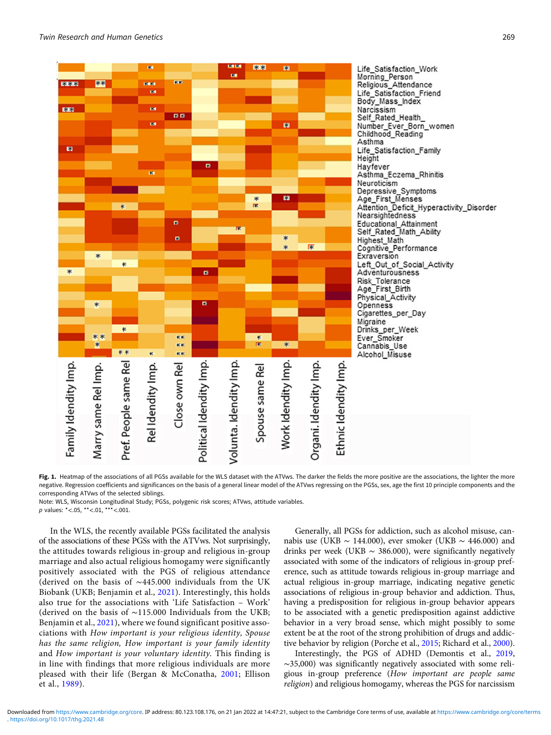**Fig. 1.** Heatmap of the associations of all PGSs available for the WLS dataset with the ATVws. The darker the fields the more positive are the associations, the lighter the more negative. Regression coefficients and significances on the basis of a general linear model of the ATVws regressing on the PGSs, sex, age the first 10 principle components and the corresponding ATVws of the selected siblings.
Note: WLS, Wisconsin Longitudinal Study; PGSs, polygenic risk scores; ATVws, attitude variables.
*p* values: *<.05, **<.01, ***<.001.

In the WLS, the recently available PGSs facilitated the analysis of the associations of these PGSs with the ATVws. Not surprisingly, the attitudes towards religious in-group and religious in-group marriage and also actual religious homogamy were significantly positively associated with the PGS of religious attendance (derived on the basis of ~445.000 individuals from the UK Biobank (UKB; Benjamin et al., 2021). Interestingly, this holds also true for the associations with 'Life Satisfaction – Work' (derived on the basis of ~115.000 Individuals from the UKB; Benjamin et al., 2021), where we found significant positive associations with *How important is your religious identity, Spouse has the same religion, How important is your family identity* and *How important is your voluntary identity.* This finding is in line with findings that more religious individuals are more pleased with their life (Bergan & McConatha, 2001; Ellison et al., 1989).

Generally, all PGSs for addiction, such as alcohol misuse, cannabis use (UKB ~ 144.000), ever smoker (UKB ~ 446.000) and drinks per week (UKB ~ 386.000), were significantly negatively associated with some of the indicators of religious in-group preference, such as attitude towards religious in-group marriage and actual religious in-group marriage, indicating negative genetic associations of religious in-group behavior and addiction. Thus, having a predisposition for religious in-group behavior appears to be associated with a genetic predisposition against addictive behavior in a very broad sense, which might possibly to some extent be at the root of the strong prohibition of drugs and addictive behavior by religion (Porche et al., 2015; Richard et al., 2000).

Interestingly, the PGS of ADHD (Demontis et al., 2019, ~35,000) was significantly negatively associated with some religious in-group preference (*How important are people same religion*) and religious homogamy, whereas the PGS for narcissism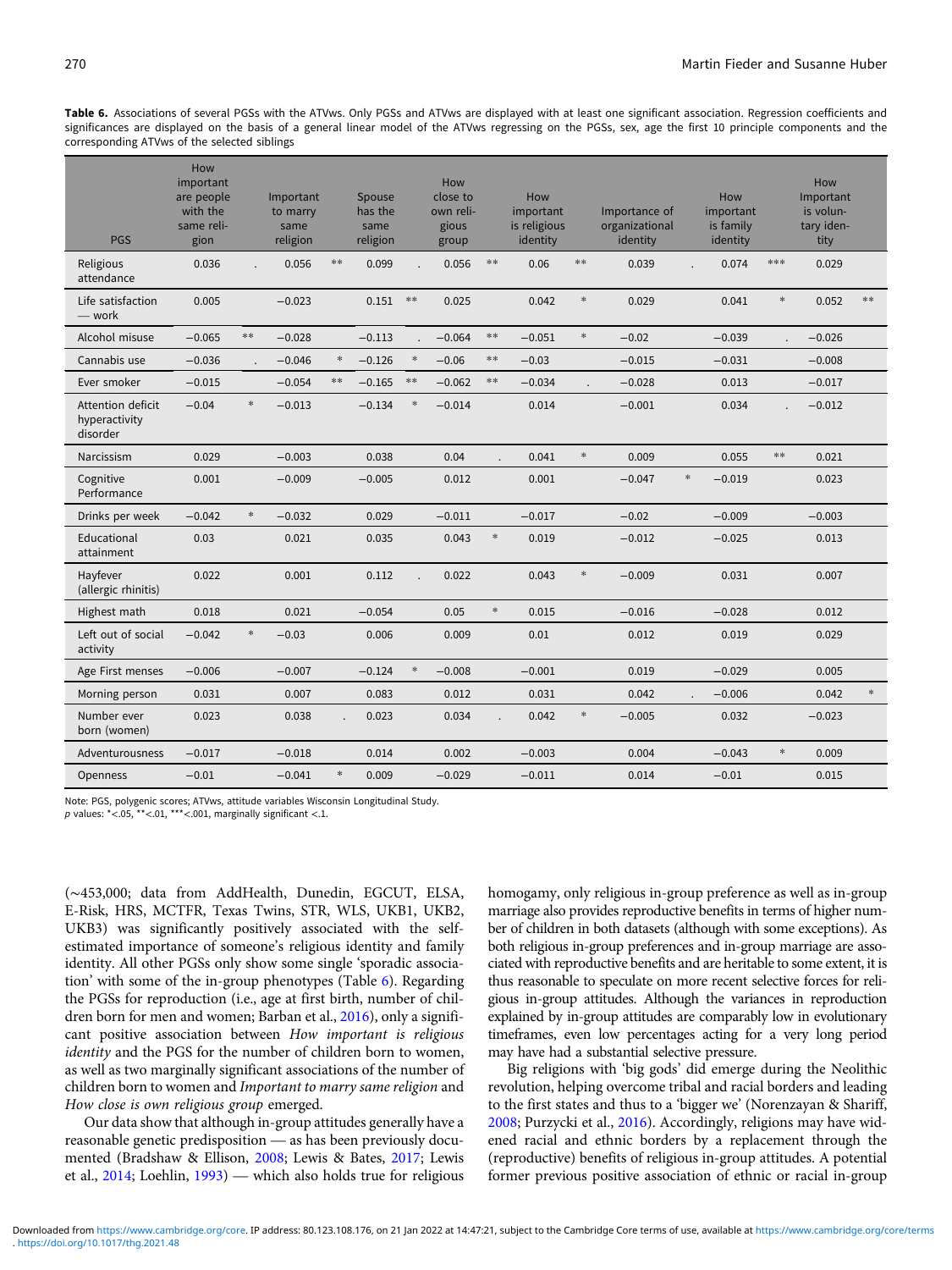**Table 6.** Associations of several PGSs with the ATVws. Only PGSs and ATVws are displayed with at least one significant association. Regression coefficients and significances are displayed on the basis of a general linear model of the ATVws regressing on the PGSs, sex, age the first 10 principle components and the corresponding ATVws of the selected siblings

| PGS | How important are people with the same religion | | Important to marry same religion | | Spouse has the same religion | | How close to own religious group | | How important is religious identity | | Importance of organizational identity | | How important is family identity | | How Important is voluntary identity | |
|---|---|---|---|---|---|---|---|---|---|---|---|---|---|---|---|---|
| Religious attendance | 0.036 | . | 0.056 | ** | 0.099 | . | 0.056 | ** | 0.06 | ** | 0.039 | . | 0.074 | *** | 0.029 | |
| Life satisfaction — work | 0.005 | | −0.023 | | 0.151 | ** | 0.025 | | 0.042 | * | 0.029 | | 0.041 | * | 0.052 | ** |
| Alcohol misuse | −0.065 | ** | −0.028 | | −0.113 | . | −0.064 | ** | −0.051 | * | −0.02 | | −0.039 | . | −0.026 | |
| Cannabis use | −0.036 | . | −0.046 | * | −0.126 | * | −0.06 | ** | −0.03 | | −0.015 | | −0.031 | | −0.008 | |
| Ever smoker | −0.015 | | −0.054 | ** | −0.165 | ** | −0.062 | ** | −0.034 | . | −0.028 | | 0.013 | | −0.017 | |
| Attention deficit hyperactivity disorder | −0.04 | * | −0.013 | | −0.134 | * | −0.014 | | 0.014 | | −0.001 | | 0.034 | . | −0.012 | |
| Narcissism | 0.029 | | −0.003 | | 0.038 | | 0.04 | . | 0.041 | * | 0.009 | | 0.055 | ** | 0.021 | |
| Cognitive Performance | 0.001 | | −0.009 | | −0.005 | | 0.012 | | 0.001 | | −0.047 | * | −0.019 | | 0.023 | |
| Drinks per week | −0.042 | * | −0.032 | | 0.029 | | −0.011 | | −0.017 | | −0.02 | | −0.009 | | −0.003 | |
| Educational attainment | 0.03 | | 0.021 | | 0.035 | | 0.043 | * | 0.019 | | −0.012 | | −0.025 | | 0.013 | |
| Hayfever (allergic rhinitis) | 0.022 | | 0.001 | | 0.112 | . | 0.022 | | 0.043 | * | −0.009 | | 0.031 | | 0.007 | |
| Highest math | 0.018 | | 0.021 | | −0.054 | | 0.05 | * | 0.015 | | −0.016 | | −0.028 | | 0.012 | |
| Left out of social activity | −0.042 | * | −0.03 | | 0.006 | | 0.009 | | 0.01 | | 0.012 | | 0.019 | | 0.029 | |
| Age First menses | −0.006 | | −0.007 | | −0.124 | * | −0.008 | | −0.001 | | 0.019 | | −0.029 | | 0.005 | |
| Morning person | 0.031 | | 0.007 | | 0.083 | | 0.012 | | 0.031 | | 0.042 | . | −0.006 | | 0.042 | * |
| Number ever born (women) | 0.023 | | 0.038 | . | 0.023 | | 0.034 | . | 0.042 | * | −0.005 | | 0.032 | | −0.023 | |
| Adventurousness | −0.017 | | −0.018 | | 0.014 | | 0.002 | | −0.003 | | 0.004 | | −0.043 | * | 0.009 | |
| Openness | −0.01 | | −0.041 | * | 0.009 | | −0.029 | | −0.011 | | 0.014 | | −0.01 | | 0.015 | |

Note: PGS, polygenic scores; ATVws, attitude variables Wisconsin Longitudinal Study.
*p* values: *<.05, **<.01, ***<.001, marginally significant <.1.

(~453,000; data from AddHealth, Dunedin, EGCUT, ELSA, E-Risk, HRS, MCTFR, Texas Twins, STR, WLS, UKB1, UKB2, UKB3) was significantly positively associated with the self-estimated importance of someone's religious identity and family identity. All other PGSs only show some single 'sporadic association' with some of the in-group phenotypes (Table 6). Regarding the PGSs for reproduction (i.e., age at first birth, number of children born for men and women; Barban et al., 2016), only a significant positive association between *How important is religious identity* and the PGS for the number of children born to women, as well as two marginally significant associations of the number of children born to women and *Important to marry same religion* and *How close is own religious group* emerged.

Our data show that although in-group attitudes generally have a reasonable genetic predisposition — as has been previously documented (Bradshaw & Ellison, 2008; Lewis & Bates, 2017; Lewis et al., 2014; Loehlin, 1993) — which also holds true for religious homogamy, only religious in-group preference as well as in-group marriage also provides reproductive benefits in terms of higher number of children in both datasets (although with some exceptions). As both religious in-group preferences and in-group marriage are associated with reproductive benefits and are heritable to some extent, it is thus reasonable to speculate on more recent selective forces for religious in-group attitudes. Although the variances in reproduction explained by in-group attitudes are comparably low in evolutionary timeframes, even low percentages acting for a very long period may have had a substantial selective pressure.

Big religions with 'big gods' did emerge during the Neolithic revolution, helping overcome tribal and racial borders and leading to the first states and thus to a 'bigger we' (Norenzayan & Shariff, 2008; Purzycki et al., 2016). Accordingly, religions may have widened racial and ethnic borders by a replacement through the (reproductive) benefits of religious in-group attitudes. A potential former previous positive association of ethnic or racial in-group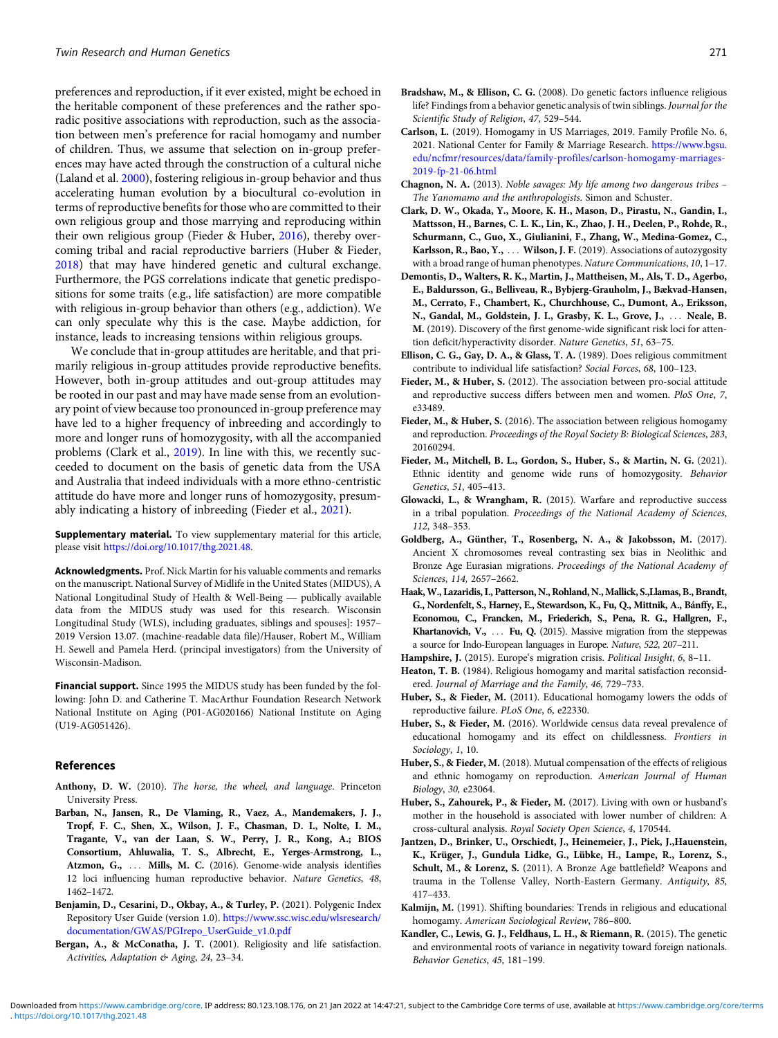preferences and reproduction, if it ever existed, might be echoed in the heritable component of these preferences and the rather sporadic positive associations with reproduction, such as the association between men's preference for racial homogamy and number of children. Thus, we assume that selection on in-group preferences may have acted through the construction of a cultural niche (Laland et al. 2000), fostering religious in-group behavior and thus accelerating human evolution by a biocultural co-evolution in terms of reproductive benefits for those who are committed to their own religious group and those marrying and reproducing within their own religious group (Fieder & Huber, 2016), thereby overcoming tribal and racial reproductive barriers (Huber & Fieder, 2018) that may have hindered genetic and cultural exchange. Furthermore, the PGS correlations indicate that genetic predispositions for some traits (e.g., life satisfaction) are more compatible with religious in-group behavior than others (e.g., addiction). We can only speculate why this is the case. Maybe addiction, for instance, leads to increasing tensions within religious groups.

We conclude that in-group attitudes are heritable, and that primarily religious in-group attitudes provide reproductive benefits. However, both in-group attitudes and out-group attitudes may be rooted in our past and may have made sense from an evolutionary point of view because too pronounced in-group preference may have led to a higher frequency of inbreeding and accordingly to more and longer runs of homozygosity, with all the accompanied problems (Clark et al., 2019). In line with this, we recently succeeded to document on the basis of genetic data from the USA and Australia that indeed individuals with a more ethno-centristic attitude do have more and longer runs of homozygosity, presumably indicating a history of inbreeding (Fieder et al., 2021).

**Supplementary material.** To view supplementary material for this article, please visit https://doi.org/10.1017/thg.2021.48.

**Acknowledgments.** Prof. Nick Martin for his valuable comments and remarks on the manuscript. National Survey of Midlife in the United States (MIDUS), A National Longitudinal Study of Health & Well-Being — publically available data from the MIDUS study was used for this research. Wisconsin Longitudinal Study (WLS), including graduates, siblings and spouses]: 1957–2019 Version 13.07. (machine-readable data file)/Hauser, Robert M., William H. Sewell and Pamela Herd. (principal investigators) from the University of Wisconsin-Madison.

**Financial support.** Since 1995 the MIDUS study has been funded by the following: John D. and Catherine T. MacArthur Foundation Research Network National Institute on Aging (P01-AG020166) National Institute on Aging (U19-AG051426).

## References

**Anthony, D. W.** (2010). *The horse, the wheel, and language*. Princeton University Press.

**Barban, N., Jansen, R., De Vlaming, R., Vaez, A., Mandemakers, J. J., Tropf, F. C., Shen, X., Wilson, J. F., Chasman, D. I., Nolte, I. M., Tragante, V., van der Laan, S. W., Perry, J. R., Kong, A.; BIOS Consortium, Ahluwalia, T. S., Albrecht, E., Yerges-Armstrong, L., Atzmon, G., . . . Mills, M. C.** (2016). Genome-wide analysis identifies 12 loci influencing human reproductive behavior. *Nature Genetics*, *48*, 1462–1472.

**Benjamin, D., Cesarini, D., Okbay, A., & Turley, P.** (2021). Polygenic Index Repository User Guide (version 1.0). https://www.ssc.wisc.edu/wlsresearch/documentation/GWAS/PGIrepo_UserGuide_v1.0.pdf

**Bergan, A., & McConatha, J. T.** (2001). Religiosity and life satisfaction. *Activities, Adaptation & Aging*, *24*, 23–34.

**Bradshaw, M., & Ellison, C. G.** (2008). Do genetic factors influence religious life? Findings from a behavior genetic analysis of twin siblings. *Journal for the Scientific Study of Religion*, *47*, 529–544.

**Carlson, L.** (2019). Homogamy in US Marriages, 2019. Family Profile No. 6, 2021. National Center for Family & Marriage Research. https://www.bgsu.edu/ncfmr/resources/data/family-profiles/carlson-homogamy-marriages-2019-fp-21-06.html

**Chagnon, N. A.** (2013). *Noble savages: My life among two dangerous tribes – The Yanomamo and the anthropologists*. Simon and Schuster.

**Clark, D. W., Okada, Y., Moore, K. H., Mason, D., Pirastu, N., Gandin, I., Mattsson, H., Barnes, C. L. K., Lin, K., Zhao, J. H., Deelen, P., Rohde, R., Schurmann, C., Guo, X., Giulianini, F., Zhang, W., Medina-Gomez, C., Karlsson, R., Bao, Y., . . . Wilson, J. F.** (2019). Associations of autozygosity with a broad range of human phenotypes. *Nature Communications*, *10*, 1–17.

**Demontis, D., Walters, R. K., Martin, J., Mattheisen, M., Als, T. D., Agerbo, E., Baldursson, G., Belliveau, R., Bybjerg-Grauholm, J., Bækvad-Hansen, M., Cerrato, F., Chambert, K., Churchhouse, C., Dumont, A., Eriksson, N., Gandal, M., Goldstein, J. I., Grasby, K. L., Grove, J., . . . Neale, B. M.** (2019). Discovery of the first genome-wide significant risk loci for attention deficit/hyperactivity disorder. *Nature Genetics*, *51*, 63–75.

**Ellison, C. G., Gay, D. A., & Glass, T. A.** (1989). Does religious commitment contribute to individual life satisfaction? *Social Forces*, *68*, 100–123.

**Fieder, M., & Huber, S.** (2012). The association between pro-social attitude and reproductive success differs between men and women. *PloS One*, *7*, e33489.

**Fieder, M., & Huber, S.** (2016). The association between religious homogamy and reproduction. *Proceedings of the Royal Society B: Biological Sciences*, *283*, 20160294.

**Fieder, M., Mitchell, B. L., Gordon, S., Huber, S., & Martin, N. G.** (2021). Ethnic identity and genome wide runs of homozygosity. *Behavior Genetics*, *51*, 405–413.

**Glowacki, L., & Wrangham, R.** (2015). Warfare and reproductive success in a tribal population. *Proceedings of the National Academy of Sciences*, *112*, 348–353.

**Goldberg, A., Günther, T., Rosenberg, N. A., & Jakobsson, M.** (2017). Ancient X chromosomes reveal contrasting sex bias in Neolithic and Bronze Age Eurasian migrations. *Proceedings of the National Academy of Sciences*, *114,* 2657–2662.

**Haak, W., Lazaridis, I., Patterson, N., Rohland, N., Mallick, S.,Llamas, B., Brandt, G., Nordenfelt, S., Harney, E., Stewardson, K., Fu, Q., Mittnik, A., Bánffy, E., Economou, C., Francken, M., Friederich, S., Pena, R. G., Hallgren, F., Khartanovich, V., . . . Fu, Q.** (2015). Massive migration from the steppewas a source for Indo-European languages in Europe. *Nature*, *522*, 207–211.

**Hampshire, J.** (2015). Europe's migration crisis. *Political Insight*, *6*, 8–11.

**Heaton, T. B.** (1984). Religious homogamy and marital satisfaction reconsidered. *Journal of Marriage and the Family*, *46*, 729–733.

**Huber, S., & Fieder, M.** (2011). Educational homogamy lowers the odds of reproductive failure. *PLoS One*, *6*, e22330.

**Huber, S., & Fieder, M.** (2016). Worldwide census data reveal prevalence of educational homogamy and its effect on childlessness. *Frontiers in Sociology*, *1*, 10.

**Huber, S., & Fieder, M.** (2018). Mutual compensation of the effects of religious and ethnic homogamy on reproduction. *American Journal of Human Biology*, *30*, e23064.

**Huber, S., Zahourek, P., & Fieder, M.** (2017). Living with own or husband's mother in the household is associated with lower number of children: A cross-cultural analysis. *Royal Society Open Science*, *4*, 170544.

**Jantzen, D., Brinker, U., Orschiedt, J., Heinemeier, J., Piek, J.,Hauenstein, K., Krüger, J., Gundula Lidke, G., Lübke, H., Lampe, R., Lorenz, S., Schult, M., & Lorenz, S.** (2011). A Bronze Age battlefield? Weapons and trauma in the Tollense Valley, North-Eastern Germany. *Antiquity*, *85*, 417–433.

**Kalmijn, M.** (1991). Shifting boundaries: Trends in religious and educational homogamy. *American Sociological Review*, 786–800.

**Kandler, C., Lewis, G. J., Feldhaus, L. H., & Riemann, R.** (2015). The genetic and environmental roots of variance in negativity toward foreign nationals. *Behavior Genetics*, *45*, 181–199.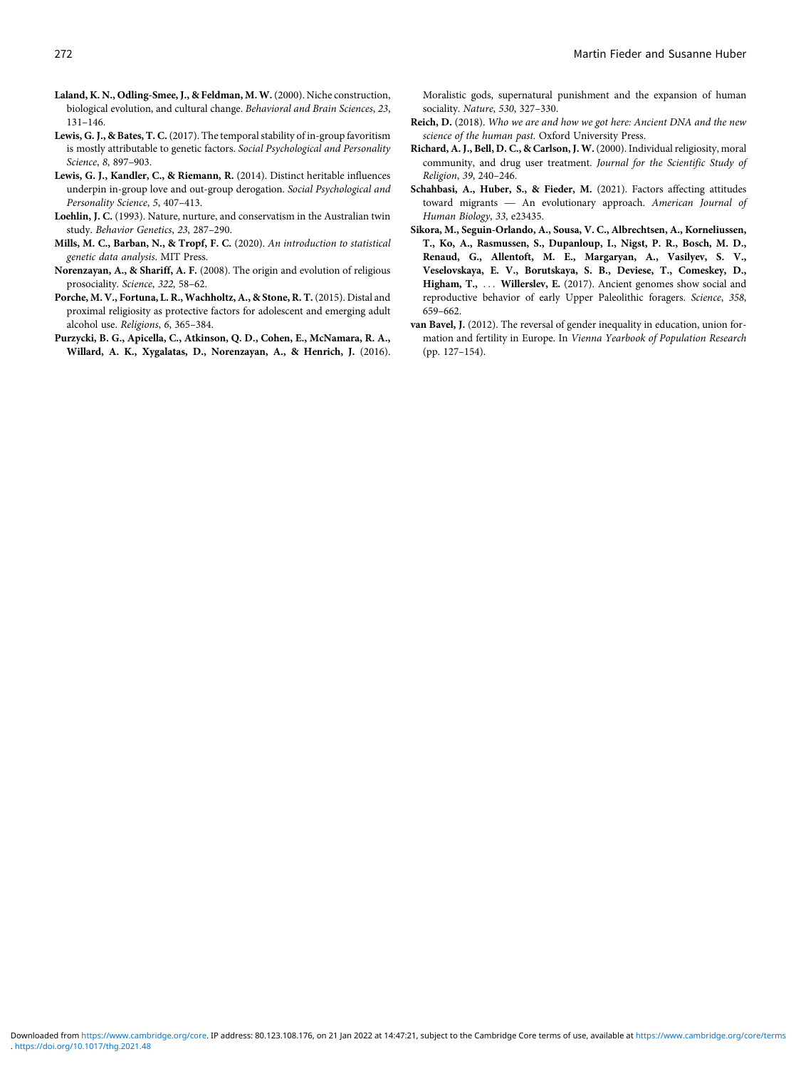**Laland, K. N., Odling-Smee, J., & Feldman, M. W.** (2000). Niche construction, biological evolution, and cultural change. *Behavioral and Brain Sciences*, *23*, 131–146.

**Lewis, G. J., & Bates, T. C.** (2017). The temporal stability of in-group favoritism is mostly attributable to genetic factors. *Social Psychological and Personality Science*, *8*, 897–903.

**Lewis, G. J., Kandler, C., & Riemann, R.** (2014). Distinct heritable influences underpin in-group love and out-group derogation. *Social Psychological and Personality Science*, *5*, 407–413.

**Loehlin, J. C.** (1993). Nature, nurture, and conservatism in the Australian twin study. *Behavior Genetics*, *23*, 287–290.

**Mills, M. C., Barban, N., & Tropf, F. C.** (2020). *An introduction to statistical genetic data analysis*. MIT Press.

**Norenzayan, A., & Shariff, A. F.** (2008). The origin and evolution of religious prosociality. *Science*, *322*, 58–62.

**Porche, M. V., Fortuna, L. R., Wachholtz, A., & Stone, R. T.** (2015). Distal and proximal religiosity as protective factors for adolescent and emerging adult alcohol use. *Religions*, *6*, 365–384.

**Purzycki, B. G., Apicella, C., Atkinson, Q. D., Cohen, E., McNamara, R. A., Willard, A. K., Xygalatas, D., Norenzayan, A., & Henrich, J.** (2016). Moralistic gods, supernatural punishment and the expansion of human sociality. *Nature*, *530*, 327–330.

**Reich, D.** (2018). *Who we are and how we got here: Ancient DNA and the new science of the human past*. Oxford University Press.

**Richard, A. J., Bell, D. C., & Carlson, J. W.** (2000). Individual religiosity, moral community, and drug user treatment. *Journal for the Scientific Study of Religion*, *39*, 240–246.

**Schahbasi, A., Huber, S., & Fieder, M.** (2021). Factors affecting attitudes toward migrants — An evolutionary approach. *American Journal of Human Biology*, *33*, e23435.

**Sikora, M., Seguin-Orlando, A., Sousa, V. C., Albrechtsen, A., Korneliussen, T., Ko, A., Rasmussen, S., Dupanloup, I., Nigst, P. R., Bosch, M. D., Renaud, G., Allentoft, M. E., Margaryan, A., Vasilyev, S. V., Veselovskaya, E. V., Borutskaya, S. B., Deviese, T., Comeskey, D., Higham, T., . . . Willerslev, E.** (2017). Ancient genomes show social and reproductive behavior of early Upper Paleolithic foragers. *Science*, *358*, 659–662.

**van Bavel, J.** (2012). The reversal of gender inequality in education, union formation and fertility in Europe. In *Vienna Yearbook of Population Research* (pp. 127–154).